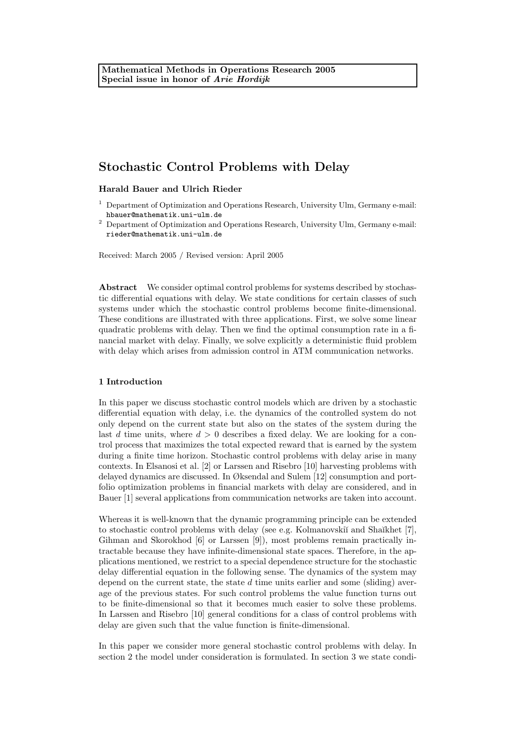**Mathematical Methods in Operations Research 2005**
**Special issue in honor of *Arie Hordijk***

# Stochastic Control Problems with Delay

**Harald Bauer and Ulrich Rieder**

[1] Department of Optimization and Operations Research, University Ulm, Germany e-mail: hbauer@mathematik.uni-ulm.de

[2] Department of Optimization and Operations Research, University Ulm, Germany e-mail: rieder@mathematik.uni-ulm.de

Received: March 2005 / Revised version: April 2005

**Abstract** We consider optimal control problems for systems described by stochastic differential equations with delay. We state conditions for certain classes of such systems under which the stochastic control problems become finite-dimensional. These conditions are illustrated with three applications. First, we solve some linear quadratic problems with delay. Then we find the optimal consumption rate in a financial market with delay. Finally, we solve explicitly a deterministic fluid problem with delay which arises from admission control in ATM communication networks.

## 1 Introduction

In this paper we discuss stochastic control models which are driven by a stochastic differential equation with delay, i.e. the dynamics of the controlled system do not only depend on the current state but also on the states of the system during the last $d$ time units, where $d > 0$ describes a fixed delay. We are looking for a control process that maximizes the total expected reward that is earned by the system during a finite time horizon. Stochastic control problems with delay arise in many contexts. In Elsanosi et al. [2] or Larssen and Risebro [10] harvesting problems with delayed dynamics are discussed. In Øksendal and Sulem [12] consumption and portfolio optimization problems in financial markets with delay are considered, and in Bauer [1] several applications from communication networks are taken into account.

Whereas it is well-known that the dynamic programming principle can be extended to stochastic control problems with delay (see e.g. Kolmanovskiĭ and Shaĭkhet [7], Gihman and Skorokhod [6] or Larssen [9]), most problems remain practically intractable because they have infinite-dimensional state spaces. Therefore, in the applications mentioned, we restrict to a special dependence structure for the stochastic delay differential equation in the following sense. The dynamics of the system may depend on the current state, the state $d$ time units earlier and some (sliding) average of the previous states. For such control problems the value function turns out to be finite-dimensional so that it becomes much easier to solve these problems. In Larssen and Risebro [10] general conditions for a class of control problems with delay are given such that the value function is finite-dimensional.

In this paper we consider more general stochastic control problems with delay. In section 2 the model under consideration is formulated. In section 3 we state condi-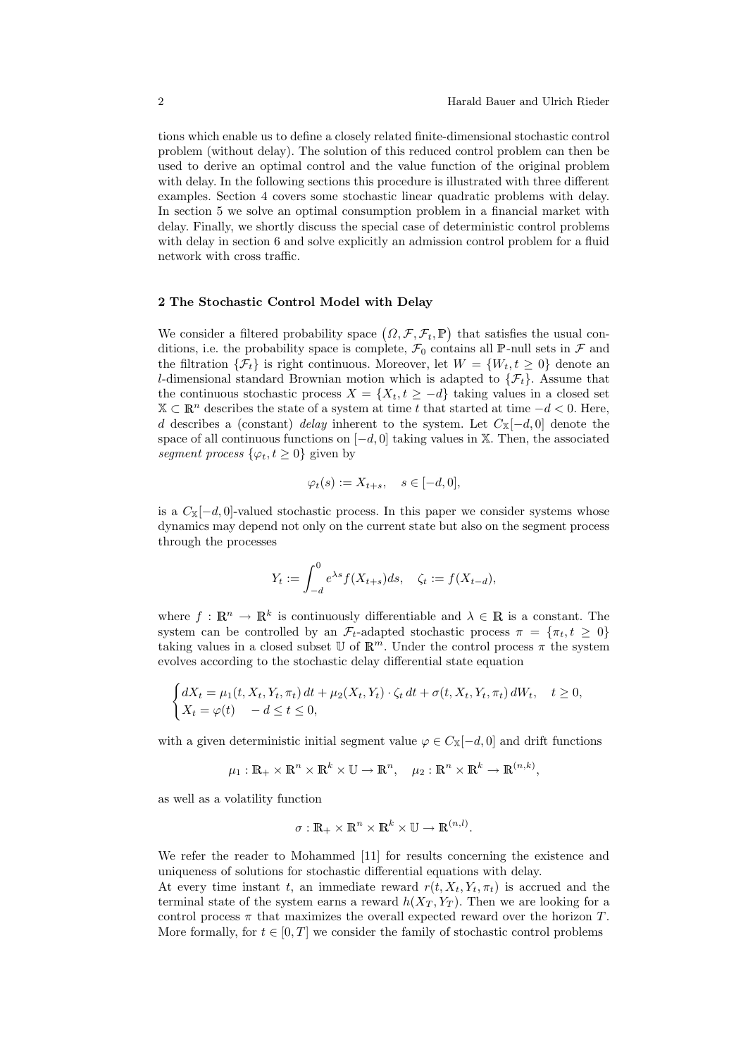tions which enable us to define a closely related finite-dimensional stochastic control problem (without delay). The solution of this reduced control problem can then be used to derive an optimal control and the value function of the original problem with delay. In the following sections this procedure is illustrated with three different examples. Section 4 covers some stochastic linear quadratic problems with delay. In section 5 we solve an optimal consumption problem in a financial market with delay. Finally, we shortly discuss the special case of deterministic control problems with delay in section 6 and solve explicitly an admission control problem for a fluid network with cross traffic.

## 2 The Stochastic Control Model with Delay

We consider a filtered probability space $(\Omega, \mathcal{F}, \mathcal{F}_t, \mathbb{P})$ that satisfies the usual conditions, i.e. the probability space is complete, $\mathcal{F}_0$ contains all $\mathbb{P}$-null sets in $\mathcal{F}$ and the filtration $\{\mathcal{F}_t\}$ is right continuous. Moreover, let $W = \{W_t, t \geq 0\}$ denote an $l$-dimensional standard Brownian motion which is adapted to $\{\mathcal{F}_t\}$. Assume that the continuous stochastic process $X = \{X_t, t \geq -d\}$ taking values in a closed set $\mathbb{X} \subset \mathbb{R}^n$ describes the state of a system at time $t$ that started at time $-d < 0$. Here, $d$ describes a (constant) *delay* inherent to the system. Let $C_{\mathbb{X}}[-d, 0]$ denote the space of all continuous functions on $[-d, 0]$ taking values in $\mathbb{X}$. Then, the associated *segment process* $\{\varphi_t, t \geq 0\}$ given by

$$\varphi_t(s) := X_{t+s}, \quad s \in [-d, 0],$$

is a $C_{\mathbb{X}}[-d, 0]$-valued stochastic process. In this paper we consider systems whose dynamics may depend not only on the current state but also on the segment process through the processes

$$Y_t := \int_{-d}^{0} e^{\lambda s} f(X_{t+s}) ds, \quad \zeta_t := f(X_{t-d}),$$

where $f : \mathbb{R}^n \to \mathbb{R}^k$ is continuously differentiable and $\lambda \in \mathbb{R}$ is a constant. The system can be controlled by an $\mathcal{F}_t$-adapted stochastic process $\pi = \{\pi_t, t \geq 0\}$ taking values in a closed subset $\mathbb{U}$ of $\mathbb{R}^m$. Under the control process $\pi$ the system evolves according to the stochastic delay differential state equation

$$\begin{cases} dX_t = \mu_1(t, X_t, Y_t, \pi_t)\, dt + \mu_2(X_t, Y_t) \cdot \zeta_t \, dt + \sigma(t, X_t, Y_t, \pi_t)\, dW_t, \quad t \geq 0, \\ X_t = \varphi(t) \quad -d \leq t \leq 0, \end{cases}$$

with a given deterministic initial segment value $\varphi \in C_{\mathbb{X}}[-d, 0]$ and drift functions

$$\mu_1 : \mathbb{R}_+ \times \mathbb{R}^n \times \mathbb{R}^k \times \mathbb{U} \to \mathbb{R}^n, \quad \mu_2 : \mathbb{R}^n \times \mathbb{R}^k \to \mathbb{R}^{(n,k)},$$

as well as a volatility function

$$\sigma : \mathbb{R}_+ \times \mathbb{R}^n \times \mathbb{R}^k \times \mathbb{U} \to \mathbb{R}^{(n,l)}.$$

We refer the reader to Mohammed [11] for results concerning the existence and uniqueness of solutions for stochastic differential equations with delay.

At every time instant $t$, an immediate reward $r(t, X_t, Y_t, \pi_t)$ is accrued and the terminal state of the system earns a reward $h(X_T, Y_T)$. Then we are looking for a control process $\pi$ that maximizes the overall expected reward over the horizon $T$. More formally, for $t \in [0, T]$ we consider the family of stochastic control problems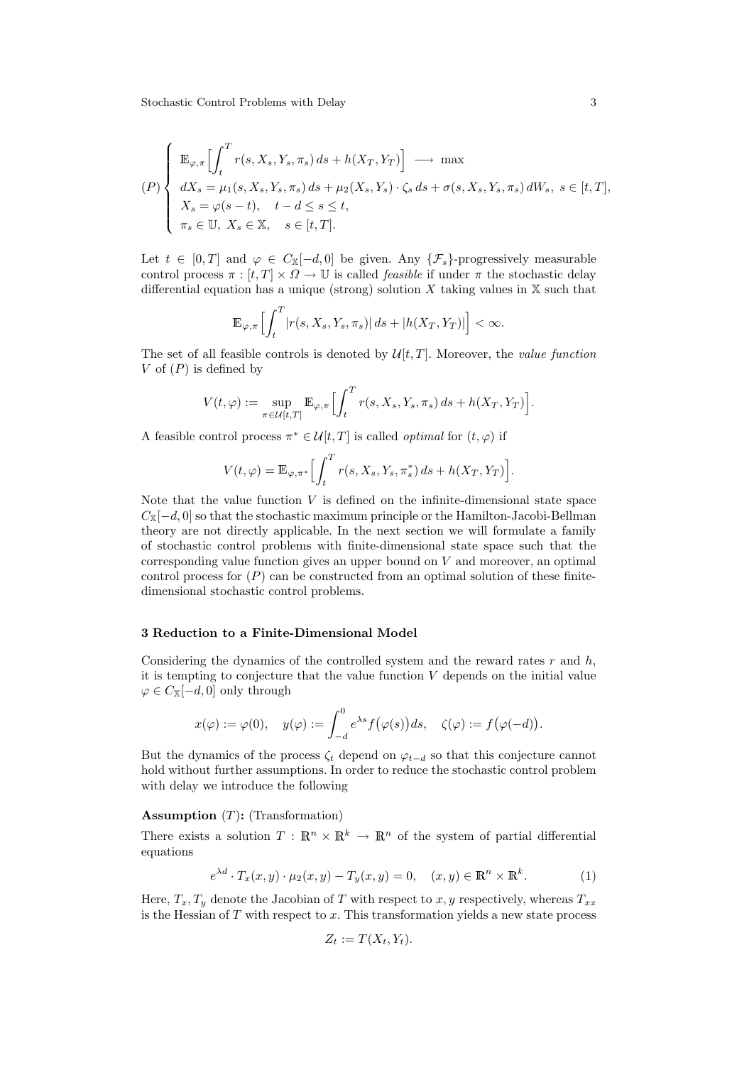$$
(P)\begin{cases}
\mathbb{E}_{\varphi,\pi}\Big[\displaystyle\int_t^T r(s,X_s,Y_s,\pi_s)\,ds + h(X_T,Y_T)\Big] \;\longrightarrow\; \max\\
dX_s = \mu_1(s,X_s,Y_s,\pi_s)\,ds + \mu_2(X_s,Y_s)\cdot\zeta_s\,ds + \sigma(s,X_s,Y_s,\pi_s)\,dW_s,\; s\in[t,T],\\
X_s = \varphi(s-t), \quad t-d\le s\le t,\\
\pi_s\in\mathbb{U},\; X_s\in\mathbb{X}, \quad s\in[t,T].
\end{cases}
$$

Let $t\in[0,T]$ and $\varphi\in C_{\mathbb{X}}[-d,0]$ be given. Any $\{\mathcal{F}_s\}$-progressively measurable control process $\pi:[t,T]\times\Omega\to\mathbb{U}$ is called *feasible* if under $\pi$ the stochastic delay differential equation has a unique (strong) solution $X$ taking values in $\mathbb{X}$ such that

$$
\mathbb{E}_{\varphi,\pi}\Big[\int_t^T |r(s,X_s,Y_s,\pi_s)|\,ds + |h(X_T,Y_T)|\Big] < \infty.
$$

The set of all feasible controls is denoted by $\mathcal{U}[t,T]$. Moreover, the *value function* $V$ of $(P)$ is defined by

$$
V(t,\varphi) := \sup_{\pi\in\mathcal{U}[t,T]} \mathbb{E}_{\varphi,\pi}\Big[\int_t^T r(s,X_s,Y_s,\pi_s)\,ds + h(X_T,Y_T)\Big].
$$

A feasible control process $\pi^*\in\mathcal{U}[t,T]$ is called *optimal* for $(t,\varphi)$ if

$$
V(t,\varphi) = \mathbb{E}_{\varphi,\pi^*}\Big[\int_t^T r(s,X_s,Y_s,\pi_s^*)\,ds + h(X_T,Y_T)\Big].
$$

Note that the value function $V$ is defined on the infinite-dimensional state space $C_{\mathbb{X}}[-d,0]$ so that the stochastic maximum principle or the Hamilton-Jacobi-Bellman theory are not directly applicable. In the next section we will formulate a family of stochastic control problems with finite-dimensional state space such that the corresponding value function gives an upper bound on $V$ and moreover, an optimal control process for $(P)$ can be constructed from an optimal solution of these finite-dimensional stochastic control problems.

## 3 Reduction to a Finite-Dimensional Model

Considering the dynamics of the controlled system and the reward rates $r$ and $h$, it is tempting to conjecture that the value function $V$ depends on the initial value $\varphi\in C_{\mathbb{X}}[-d,0]$ only through

$$
x(\varphi) := \varphi(0), \quad y(\varphi) := \int_{-d}^0 e^{\lambda s} f\big(\varphi(s)\big)ds, \quad \zeta(\varphi) := f\big(\varphi(-d)\big).
$$

But the dynamics of the process $\zeta_t$ depend on $\varphi_{t-d}$ so that this conjecture cannot hold without further assumptions. In order to reduce the stochastic control problem with delay we introduce the following

**Assumption** $(T)$**:** (Transformation)
There exists a solution $T:\mathbb{R}^n\times\mathbb{R}^k\to\mathbb{R}^n$ of the system of partial differential equations

$$
e^{\lambda d}\cdot T_x(x,y)\cdot\mu_2(x,y) - T_y(x,y) = 0, \quad (x,y)\in\mathbb{R}^n\times\mathbb{R}^k. \tag{1}
$$

Here, $T_x, T_y$ denote the Jacobian of $T$ with respect to $x, y$ respectively, whereas $T_{xx}$ is the Hessian of $T$ with respect to $x$. This transformation yields a new state process

$$
Z_t := T(X_t, Y_t).
$$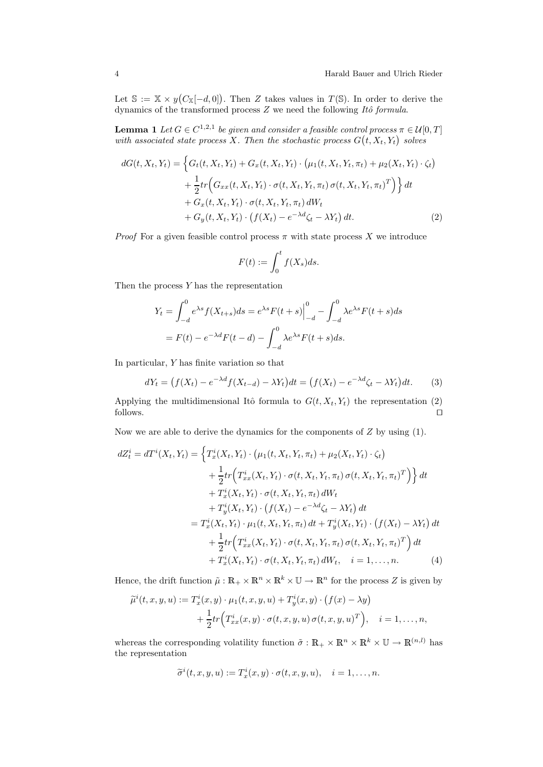Let $\mathbb{S} := \mathbb{X} \times y\big(C_{\mathbb{X}}[-d,0]\big)$. Then $Z$ takes values in $T(\mathbb{S})$. In order to derive the dynamics of the transformed process $Z$ we need the following *Itô formula*.

**Lemma 1** *Let $G \in C^{1,2,1}$ be given and consider a feasible control process $\pi \in \mathcal{U}[0,T]$ with associated state process $X$. Then the stochastic process $G\big(t, X_t, Y_t\big)$ solves*

$$
\begin{aligned}
dG(t, X_t, Y_t) = \Big\{ & G_t(t, X_t, Y_t) + G_x(t, X_t, Y_t) \cdot \big(\mu_1(t, X_t, Y_t, \pi_t) + \mu_2(X_t, Y_t) \cdot \zeta_t\big) \\
& + \frac{1}{2} tr\Big( G_{xx}(t, X_t, Y_t) \cdot \sigma(t, X_t, Y_t, \pi_t)\, \sigma(t, X_t, Y_t, \pi_t)^T \Big) \Big\}\, dt \\
& + G_x(t, X_t, Y_t) \cdot \sigma(t, X_t, Y_t, \pi_t)\, dW_t \\
& + G_y(t, X_t, Y_t) \cdot \big(f(X_t) - e^{-\lambda d} \zeta_t - \lambda Y_t\big)\, dt. \qquad (2)
\end{aligned}
$$

*Proof* For a given feasible control process $\pi$ with state process $X$ we introduce

$$
F(t) := \int_0^t f(X_s) ds.
$$

Then the process $Y$ has the representation

$$
\begin{aligned}
Y_t &= \int_{-d}^0 e^{\lambda s} f(X_{t+s}) ds = e^{\lambda s} F(t+s)\Big|_{-d}^0 - \int_{-d}^0 \lambda e^{\lambda s} F(t+s) ds \\
&= F(t) - e^{-\lambda d} F(t-d) - \int_{-d}^0 \lambda e^{\lambda s} F(t+s) ds.
\end{aligned}
$$

In particular, $Y$ has finite variation so that

$$
dY_t = \big(f(X_t) - e^{-\lambda d} f(X_{t-d}) - \lambda Y_t\big) dt = \big(f(X_t) - e^{-\lambda d} \zeta_t - \lambda Y_t\big) dt. \qquad (3)
$$

Applying the multidimensional Itô formula to $G(t, X_t, Y_t)$ the representation (2) follows. ◻

Now we are able to derive the dynamics for the components of $Z$ by using (1).

$$
\begin{aligned}
dZ_t^i = dT^i(X_t, Y_t) = \Big\{ & T_x^i(X_t, Y_t) \cdot \big(\mu_1(t, X_t, Y_t, \pi_t) + \mu_2(X_t, Y_t) \cdot \zeta_t\big) \\
& + \frac{1}{2} tr\Big( T_{xx}^i(X_t, Y_t) \cdot \sigma(t, X_t, Y_t, \pi_t)\, \sigma(t, X_t, Y_t, \pi_t)^T \Big) \Big\}\, dt \\
& + T_x^i(X_t, Y_t) \cdot \sigma(t, X_t, Y_t, \pi_t)\, dW_t \\
& + T_y^i(X_t, Y_t) \cdot \big(f(X_t) - e^{-\lambda d} \zeta_t - \lambda Y_t\big)\, dt \\
= \; & T_x^i(X_t, Y_t) \cdot \mu_1(t, X_t, Y_t, \pi_t)\, dt + T_y^i(X_t, Y_t) \cdot \big(f(X_t) - \lambda Y_t\big)\, dt \\
& + \frac{1}{2} tr\Big( T_{xx}^i(X_t, Y_t) \cdot \sigma(t, X_t, Y_t, \pi_t)\, \sigma(t, X_t, Y_t, \pi_t)^T \Big)\, dt \\
& + T_x^i(X_t, Y_t) \cdot \sigma(t, X_t, Y_t, \pi_t)\, dW_t, \quad i = 1, \ldots, n. \qquad (4)
\end{aligned}
$$

Hence, the drift function $\tilde{\mu} : \mathbb{R}_+ \times \mathbb{R}^n \times \mathbb{R}^k \times \mathbb{U} \to \mathbb{R}^n$ for the process $Z$ is given by

$$
\begin{aligned}
\widetilde{\mu}^i(t, x, y, u) := \; & T_x^i(x, y) \cdot \mu_1(t, x, y, u) + T_y^i(x, y) \cdot \big(f(x) - \lambda y\big) \\
& + \frac{1}{2} tr\Big( T_{xx}^i(x, y) \cdot \sigma(t, x, y, u)\, \sigma(t, x, y, u)^T \Big), \quad i = 1, \ldots, n,
\end{aligned}
$$

whereas the corresponding volatility function $\tilde{\sigma} : \mathbb{R}_+ \times \mathbb{R}^n \times \mathbb{R}^k \times \mathbb{U} \to \mathbb{R}^{(n,l)}$ has the representation

$$
\widetilde{\sigma}^i(t, x, y, u) := T_x^i(x, y) \cdot \sigma(t, x, y, u), \quad i = 1, \ldots, n.
$$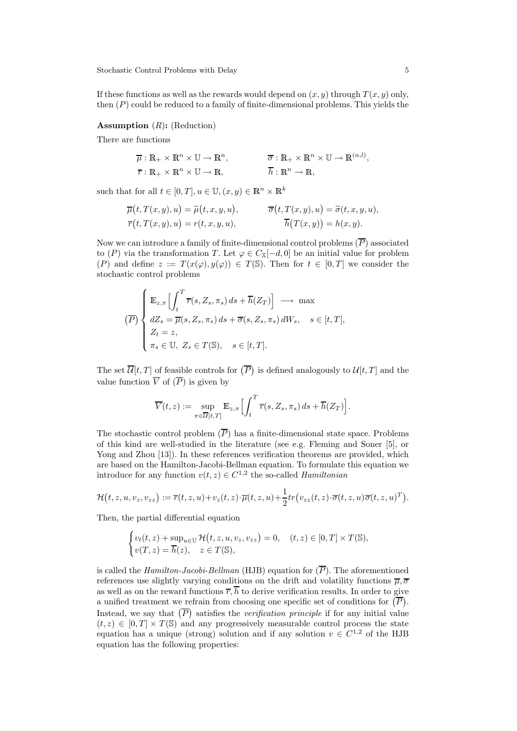If these functions as well as the rewards would depend on $(x, y)$ through $T(x, y)$ only, then $(P)$ could be reduced to a family of finite-dimensional problems. This yields the

**Assumption** $(R)$**:** (Reduction)

There are functions

$$\overline{\mu} : \mathbb{R}_+ \times \mathbb{R}^n \times \mathbb{U} \to \mathbb{R}^n, \qquad \overline{\sigma} : \mathbb{R}_+ \times \mathbb{R}^n \times \mathbb{U} \to \mathbb{R}^{(n,l)},$$
$$\overline{r} : \mathbb{R}_+ \times \mathbb{R}^n \times \mathbb{U} \to \mathbb{R}, \qquad \overline{h} : \mathbb{R}^n \to \mathbb{R},$$

such that for all $t \in [0, T], u \in \mathbb{U}, (x, y) \in \mathbb{R}^n \times \mathbb{R}^k$

$$\overline{\mu}\big(t, T(x, y), u\big) = \widetilde{\mu}\big(t, x, y, u\big), \qquad \overline{\sigma}\big(t, T(x, y), u\big) = \widetilde{\sigma}(t, x, y, u),$$
$$\overline{r}\big(t, T(x, y), u\big) = r(t, x, y, u), \qquad \overline{h}\big(T(x, y)\big) = h(x, y).$$

Now we can introduce a family of finite-dimensional control problems $(\overline{P})$ associated to $(P)$ via the transformation $T$. Let $\varphi \in C_{\mathbb{X}}[-d, 0]$ be an initial value for problem $(P)$ and define $z := T(x(\varphi), y(\varphi)) \in T(\mathbb{S})$. Then for $t \in [0, T]$ we consider the stochastic control problems

$$(\overline{P}) \begin{cases} \mathbb{E}_{z,\pi}\Big[\displaystyle\int_t^T \overline{r}(s, Z_s, \pi_s)\, ds + \overline{h}(Z_T)\Big] \longrightarrow \max \\ dZ_s = \overline{\mu}(s, Z_s, \pi_s)\, ds + \overline{\sigma}(s, Z_s, \pi_s)\, dW_s, \quad s \in [t, T], \\ Z_t = z, \\ \pi_s \in \mathbb{U}, \ Z_s \in T(\mathbb{S}), \quad s \in [t, T]. \end{cases}$$

The set $\overline{\mathcal{U}}[t, T]$ of feasible controls for $(\overline{P})$ is defined analogously to $\mathcal{U}[t, T]$ and the value function $\overline{V}$ of $(\overline{P})$ is given by

$$\overline{V}(t, z) := \sup_{\pi \in \overline{\mathcal{U}}[t,T]} \mathbb{E}_{z,\pi}\Big[\int_t^T \overline{r}(s, Z_s, \pi_s)\, ds + \overline{h}(Z_T)\Big].$$

The stochastic control problem $(\overline{P})$ has a finite-dimensional state space. Problems of this kind are well-studied in the literature (see e.g. Fleming and Soner [5], or Yong and Zhou [13]). In these references verification theorems are provided, which are based on the Hamilton-Jacobi-Bellman equation. To formulate this equation we introduce for any function $v(t, z) \in C^{1,2}$ the so-called *Hamiltonian*

$$\mathcal{H}\big(t, z, u, v_z, v_{zz}\big) := \overline{r}(t, z, u) + v_z(t, z) \cdot \overline{\mu}(t, z, u) + \frac{1}{2} tr\big(v_{zz}(t, z) \cdot \overline{\sigma}(t, z, u)\overline{\sigma}(t, z, u)^T\big).$$

Then, the partial differential equation

$$\begin{cases} v_t(t, z) + \sup_{u \in \mathbb{U}} \mathcal{H}\big(t, z, u, v_z, v_{zz}\big) = 0, \quad (t, z) \in [0, T] \times T(\mathbb{S}), \\ v(T, z) = \overline{h}(z), \quad z \in T(\mathbb{S}), \end{cases}$$

is called the *Hamilton-Jacobi-Bellman* (HJB) equation for $(\overline{P})$. The aforementioned references use slightly varying conditions on the drift and volatility functions $\overline{\mu}, \overline{\sigma}$ as well as on the reward functions $\overline{r}, \overline{h}$ to derive verification results. In order to give a unified treatment we refrain from choosing one specific set of conditions for $(\overline{P})$. Instead, we say that $(\overline{P})$ satisfies the *verification principle* if for any initial value $(t, z) \in [0, T] \times T(\mathbb{S})$ and any progressively measurable control process the state equation has a unique (strong) solution and if any solution $v \in C^{1,2}$ of the HJB equation has the following properties: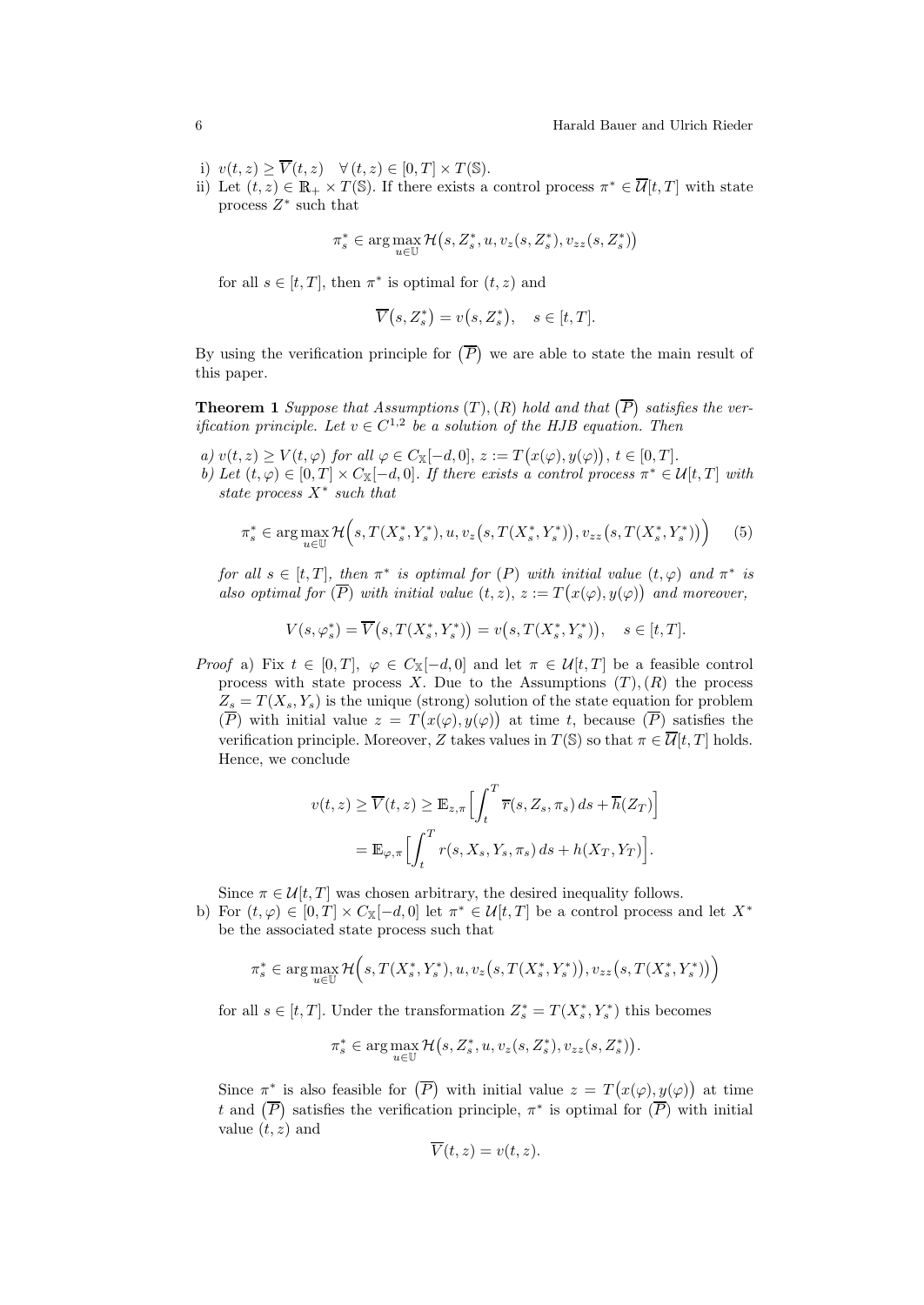i) $v(t, z) \geq \overline{V}(t, z) \quad \forall\, (t, z) \in [0, T] \times T(\mathbb{S})$.

ii) Let $(t, z) \in \mathbb{R}_+ \times T(\mathbb{S})$. If there exists a control process $\pi^* \in \overline{\mathcal{U}}[t, T]$ with state process $Z^*$ such that

$$\pi^*_s \in \arg\max_{u \in \mathbb{U}} \mathcal{H}\big(s, Z^*_s, u, v_z(s, Z^*_s), v_{zz}(s, Z^*_s)\big)$$

for all $s \in [t, T]$, then $\pi^*$ is optimal for $(t, z)$ and

$$\overline{V}\big(s, Z^*_s\big) = v\big(s, Z^*_s\big), \quad s \in [t, T].$$

By using the verification principle for $\big(\overline{P}\big)$ we are able to state the main result of this paper.

**Theorem 1** *Suppose that Assumptions $(T), (R)$ hold and that $\big(\overline{P}\big)$ satisfies the verification principle. Let $v \in C^{1,2}$ be a solution of the HJB equation. Then*

*a) $v(t, z) \geq V(t, \varphi)$ for all $\varphi \in C_{\mathbb{X}}[-d, 0]$, $z := T\big(x(\varphi), y(\varphi)\big)$, $t \in [0, T]$.*

*b) Let $(t, \varphi) \in [0, T] \times C_{\mathbb{X}}[-d, 0]$. If there exists a control process $\pi^* \in \mathcal{U}[t, T]$ with state process $X^*$ such that*

$$\pi^*_s \in \arg\max_{u \in \mathbb{U}} \mathcal{H}\Big(s, T(X^*_s, Y^*_s), u, v_z\big(s, T(X^*_s, Y^*_s)\big), v_{zz}\big(s, T(X^*_s, Y^*_s)\big)\Big) \tag{5}$$

*for all $s \in [t, T]$, then $\pi^*$ is optimal for $(P)$ with initial value $(t, \varphi)$ and $\pi^*$ is also optimal for $\big(\overline{P}\big)$ with initial value $(t, z)$, $z := T\big(x(\varphi), y(\varphi)\big)$ and moreover,*

$$V(s, \varphi^*_s) = \overline{V}\big(s, T(X^*_s, Y^*_s)\big) = v\big(s, T(X^*_s, Y^*_s)\big), \quad s \in [t, T].$$

*Proof* a) Fix $t \in [0, T]$, $\varphi \in C_{\mathbb{X}}[-d, 0]$ and let $\pi \in \mathcal{U}[t, T]$ be a feasible control process with state process $X$. Due to the Assumptions $(T), (R)$ the process $Z_s = T(X_s, Y_s)$ is the unique (strong) solution of the state equation for problem $\big(\overline{P}\big)$ with initial value $z = T\big(x(\varphi), y(\varphi)\big)$ at time $t$, because $\big(\overline{P}\big)$ satisfies the verification principle. Moreover, $Z$ takes values in $T(\mathbb{S})$ so that $\pi \in \overline{\mathcal{U}}[t, T]$ holds. Hence, we conclude

$$\begin{aligned} v(t, z) \geq \overline{V}(t, z) &\geq \mathbb{E}_{z,\pi}\Big[\int_t^T \overline{r}(s, Z_s, \pi_s)\, ds + \overline{h}(Z_T)\Big] \\ &= \mathbb{E}_{\varphi,\pi}\Big[\int_t^T r(s, X_s, Y_s, \pi_s)\, ds + h(X_T, Y_T)\Big]. \end{aligned}$$

Since $\pi \in \mathcal{U}[t, T]$ was chosen arbitrary, the desired inequality follows.

b) For $(t, \varphi) \in [0, T] \times C_{\mathbb{X}}[-d, 0]$ let $\pi^* \in \mathcal{U}[t, T]$ be a control process and let $X^*$ be the associated state process such that

$$\pi^*_s \in \arg\max_{u \in \mathbb{U}} \mathcal{H}\Big(s, T(X^*_s, Y^*_s), u, v_z\big(s, T(X^*_s, Y^*_s)\big), v_{zz}\big(s, T(X^*_s, Y^*_s)\big)\Big)$$

for all $s \in [t, T]$. Under the transformation $Z^*_s = T(X^*_s, Y^*_s)$ this becomes

$$\pi^*_s \in \arg\max_{u \in \mathbb{U}} \mathcal{H}\big(s, Z^*_s, u, v_z(s, Z^*_s), v_{zz}(s, Z^*_s)\big).$$

Since $\pi^*$ is also feasible for $\big(\overline{P}\big)$ with initial value $z = T\big(x(\varphi), y(\varphi)\big)$ at time $t$ and $\big(\overline{P}\big)$ satisfies the verification principle, $\pi^*$ is optimal for $\big(\overline{P}\big)$ with initial value $(t, z)$ and

$$\overline{V}(t, z) = v(t, z).$$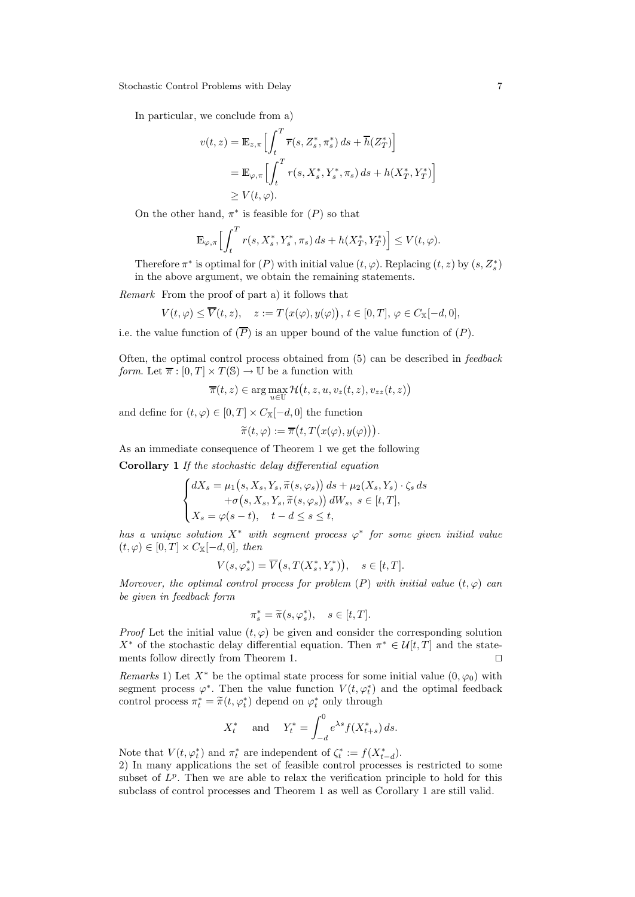In particular, we conclude from a)

$$
\begin{aligned}
v(t,z) &= \mathbb{E}_{z,\pi}\Big[\int_t^T \overline{r}(s,Z_s^*,\pi_s^*)\,ds + \overline{h}(Z_T^*)\Big] \\
&= \mathbb{E}_{\varphi,\pi}\Big[\int_t^T r(s,X_s^*,Y_s^*,\pi_s)\,ds + h(X_T^*,Y_T^*)\Big] \\
&\geq V(t,\varphi).
\end{aligned}
$$

On the other hand, $\pi^*$ is feasible for $(P)$ so that

$$
\mathbb{E}_{\varphi,\pi}\Big[\int_t^T r(s,X_s^*,Y_s^*,\pi_s)\,ds + h(X_T^*,Y_T^*)\Big] \leq V(t,\varphi).
$$

Therefore $\pi^*$ is optimal for $(P)$ with initial value $(t,\varphi)$. Replacing $(t,z)$ by $(s,Z_s^*)$ in the above argument, we obtain the remaining statements.

*Remark* From the proof of part a) it follows that

$$
V(t,\varphi) \leq \overline{V}(t,z), \quad z := T\big(x(\varphi),y(\varphi)\big),\ t\in[0,T],\ \varphi\in C_{\mathbb{X}}[-d,0],
$$

i.e. the value function of $(\overline{P})$ is an upper bound of the value function of $(P)$.

Often, the optimal control process obtained from (5) can be described in *feedback form*. Let $\overline{\pi}:[0,T]\times T(\mathbb{S})\to\mathbb{U}$ be a function with

$$
\overline{\pi}(t,z)\in\arg\max_{u\in\mathbb{U}}\mathcal{H}\big(t,z,u,v_z(t,z),v_{zz}(t,z)\big)
$$

and define for $(t,\varphi)\in[0,T]\times C_{\mathbb{X}}[-d,0]$ the function

$$
\widetilde{\pi}(t,\varphi) := \overline{\pi}\big(t,T\big(x(\varphi),y(\varphi)\big)\big).
$$

As an immediate consequence of Theorem 1 we get the following

**Corollary 1** *If the stochastic delay differential equation*

$$
\begin{cases}
dX_s = \mu_1\big(s,X_s,Y_s,\widetilde{\pi}(s,\varphi_s)\big)\,ds + \mu_2(X_s,Y_s)\cdot\zeta_s\,ds \\
\qquad\quad +\sigma\big(s,X_s,Y_s,\widetilde{\pi}(s,\varphi_s)\big)\,dW_s,\ s\in[t,T], \\
X_s = \varphi(s-t), \quad t-d\leq s\leq t,
\end{cases}
$$

*has a unique solution $X^*$ with segment process $\varphi^*$ for some given initial value $(t,\varphi)\in[0,T]\times C_{\mathbb{X}}[-d,0]$, then*

$$
V(s,\varphi_s^*) = \overline{V}\big(s,T(X_s^*,Y_s^*)\big), \quad s\in[t,T].
$$

*Moreover, the optimal control process for problem $(P)$ with initial value $(t,\varphi)$ can be given in feedback form*

$$
\pi_s^* = \widetilde{\pi}(s,\varphi_s^*), \quad s\in[t,T].
$$

*Proof* Let the initial value $(t,\varphi)$ be given and consider the corresponding solution $X^*$ of the stochastic delay differential equation. Then $\pi^*\in\mathcal{U}[t,T]$ and the statements follow directly from Theorem 1. $\square$

*Remarks* 1) Let $X^*$ be the optimal state process for some initial value $(0,\varphi_0)$ with segment process $\varphi^*$. Then the value function $V(t,\varphi_t^*)$ and the optimal feedback control process $\pi_t^*=\widetilde{\pi}(t,\varphi_t^*)$ depend on $\varphi_t^*$ only through

$$
X_t^* \quad \text{and} \quad Y_t^* = \int_{-d}^0 e^{\lambda s} f(X_{t+s}^*)\,ds.
$$

Note that $V(t,\varphi_t^*)$ and $\pi_t^*$ are independent of $\zeta_t^* := f(X_{t-d}^*)$.
2) In many applications the set of feasible control processes is restricted to some subset of $L^p$. Then we are able to relax the verification principle to hold for this subclass of control processes and Theorem 1 as well as Corollary 1 are still valid.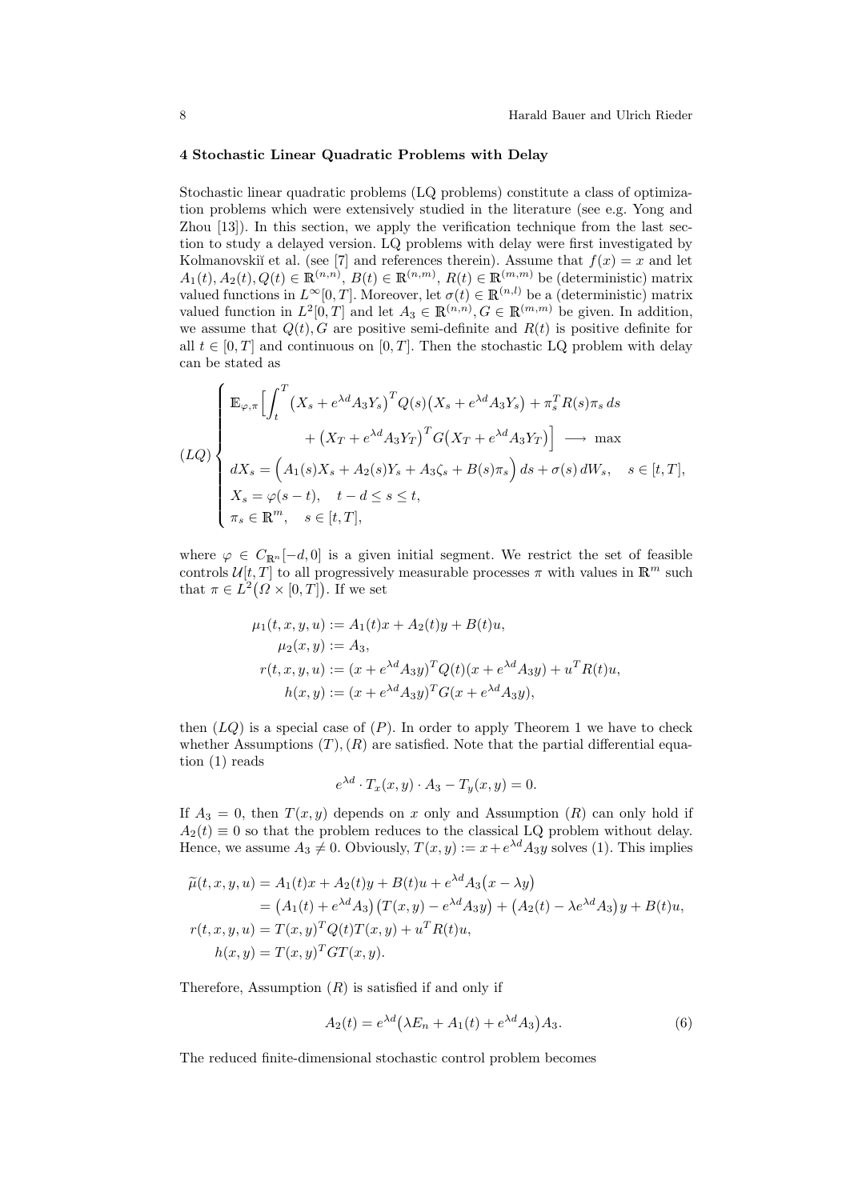## 4 Stochastic Linear Quadratic Problems with Delay

Stochastic linear quadratic problems (LQ problems) constitute a class of optimization problems which were extensively studied in the literature (see e.g. Yong and Zhou [13]). In this section, we apply the verification technique from the last section to study a delayed version. LQ problems with delay were first investigated by Kolmanovskiĭ et al. (see [7] and references therein). Assume that $f(x) = x$ and let $A_1(t), A_2(t), Q(t) \in \mathbb{R}^{(n,n)}$, $B(t) \in \mathbb{R}^{(n,m)}$, $R(t) \in \mathbb{R}^{(m,m)}$ be (deterministic) matrix valued functions in $L^\infty[0,T]$. Moreover, let $\sigma(t) \in \mathbb{R}^{(n,l)}$ be a (deterministic) matrix valued function in $L^2[0,T]$ and let $A_3 \in \mathbb{R}^{(n,n)}, G \in \mathbb{R}^{(m,m)}$ be given. In addition, we assume that $Q(t), G$ are positive semi-definite and $R(t)$ is positive definite for all $t \in [0,T]$ and continuous on $[0,T]$. Then the stochastic LQ problem with delay can be stated as

$$
(LQ) \begin{cases}
\mathbb{E}_{\varphi,\pi}\Big[\displaystyle\int_t^T \big(X_s + e^{\lambda d} A_3 Y_s\big)^T Q(s) \big(X_s + e^{\lambda d} A_3 Y_s\big) + \pi_s^T R(s) \pi_s \, ds \\
\qquad\qquad + \big(X_T + e^{\lambda d} A_3 Y_T\big)^T G \big(X_T + e^{\lambda d} A_3 Y_T\big)\Big] \longrightarrow \max \\
dX_s = \Big(A_1(s) X_s + A_2(s) Y_s + A_3 \zeta_s + B(s) \pi_s\Big)\, ds + \sigma(s)\, dW_s, \quad s \in [t,T], \\
X_s = \varphi(s-t), \quad t-d \le s \le t, \\
\pi_s \in \mathbb{R}^m, \quad s \in [t,T],
\end{cases}
$$

where $\varphi \in C_{\mathbb{R}^n}[-d,0]$ is a given initial segment. We restrict the set of feasible controls $\mathcal{U}[t,T]$ to all progressively measurable processes $\pi$ with values in $\mathbb{R}^m$ such that $\pi \in L^2\big(\Omega \times [0,T]\big)$. If we set

$$
\begin{aligned}
\mu_1(t,x,y,u) &:= A_1(t)x + A_2(t)y + B(t)u, \\
\mu_2(x,y) &:= A_3, \\
r(t,x,y,u) &:= (x + e^{\lambda d} A_3 y)^T Q(t) (x + e^{\lambda d} A_3 y) + u^T R(t) u, \\
h(x,y) &:= (x + e^{\lambda d} A_3 y)^T G (x + e^{\lambda d} A_3 y),
\end{aligned}
$$

then $(LQ)$ is a special case of $(P)$. In order to apply Theorem 1 we have to check whether Assumptions $(T), (R)$ are satisfied. Note that the partial differential equation (1) reads

$$
e^{\lambda d} \cdot T_x(x,y) \cdot A_3 - T_y(x,y) = 0.
$$

If $A_3 = 0$, then $T(x,y)$ depends on $x$ only and Assumption $(R)$ can only hold if $A_2(t) \equiv 0$ so that the problem reduces to the classical LQ problem without delay. Hence, we assume $A_3 \neq 0$. Obviously, $T(x,y) := x + e^{\lambda d} A_3 y$ solves (1). This implies

$$
\begin{aligned}
\widetilde{\mu}(t,x,y,u) &= A_1(t)x + A_2(t)y + B(t)u + e^{\lambda d} A_3 \big(x - \lambda y\big) \\
&= \big(A_1(t) + e^{\lambda d} A_3\big)\big(T(x,y) - e^{\lambda d} A_3 y\big) + \big(A_2(t) - \lambda e^{\lambda d} A_3\big) y + B(t) u, \\
r(t,x,y,u) &= T(x,y)^T Q(t) T(x,y) + u^T R(t) u, \\
h(x,y) &= T(x,y)^T G T(x,y).
\end{aligned}
$$

Therefore, Assumption $(R)$ is satisfied if and only if

$$
A_2(t) = e^{\lambda d} \big(\lambda E_n + A_1(t) + e^{\lambda d} A_3\big) A_3. \tag{6}
$$

The reduced finite-dimensional stochastic control problem becomes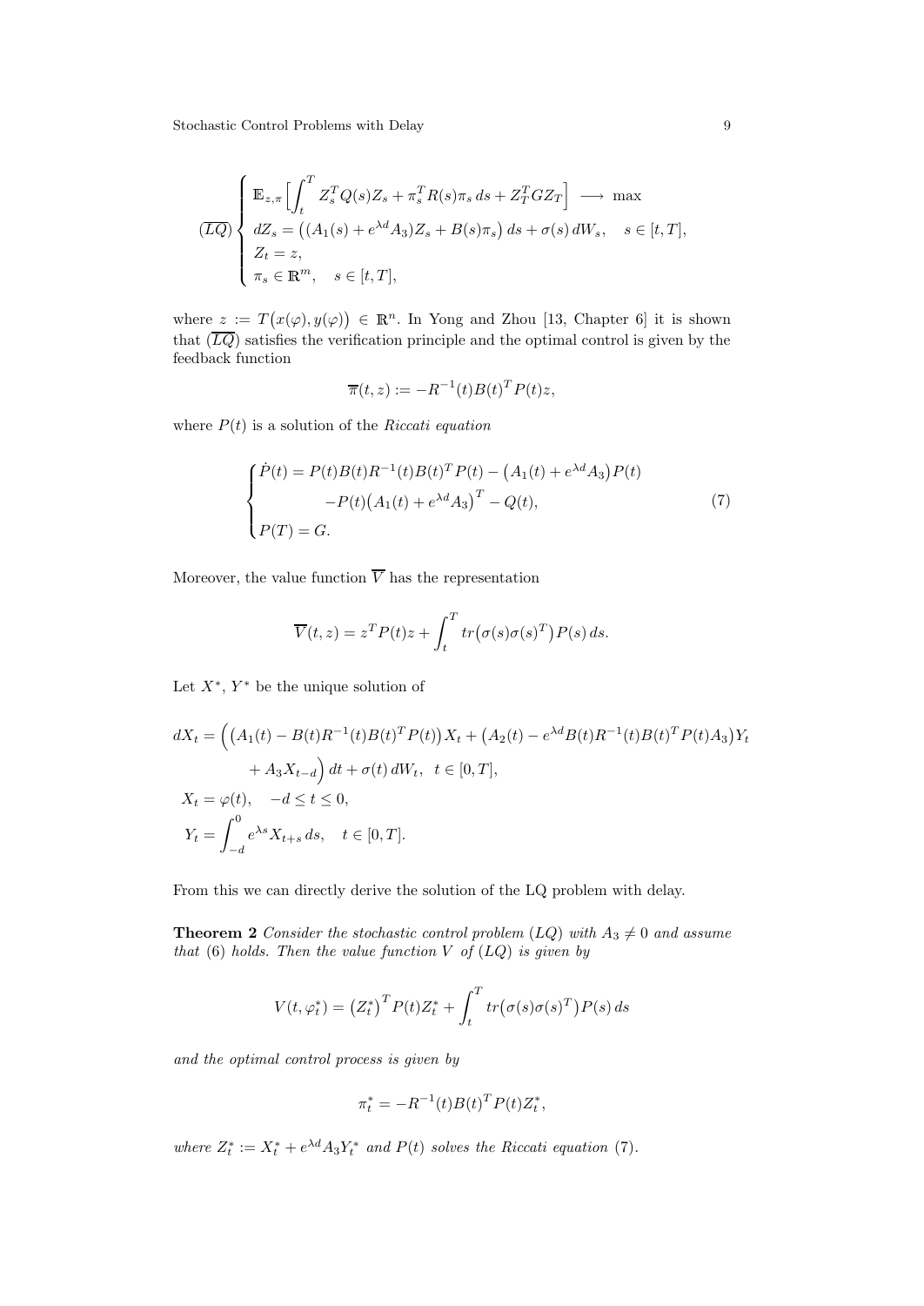$$
(\overline{LQ}) \begin{cases} \mathbb{E}_{z,\pi}\Big[\displaystyle\int_t^T Z_s^T Q(s) Z_s + \pi_s^T R(s)\pi_s \, ds + Z_T^T G Z_T\Big] \longrightarrow \max \\ dZ_s = \big((A_1(s) + e^{\lambda d} A_3) Z_s + B(s)\pi_s\big)\, ds + \sigma(s)\, dW_s, \quad s \in [t,T], \\ Z_t = z, \\ \pi_s \in \mathbb{R}^m, \quad s \in [t,T], \end{cases}
$$

where $z := T\big(x(\varphi), y(\varphi)\big) \in \mathbb{R}^n$. In Yong and Zhou [13, Chapter 6] it is shown that $(\overline{LQ})$ satisfies the verification principle and the optimal control is given by the feedback function

$$
\overline{\pi}(t,z) := -R^{-1}(t) B(t)^T P(t) z,
$$

where $P(t)$ is a solution of the *Riccati equation*

$$
\begin{cases} \dot{P}(t) = P(t)B(t)R^{-1}(t)B(t)^T P(t) - \big(A_1(t) + e^{\lambda d} A_3\big) P(t) \\ \qquad\qquad - P(t)\big(A_1(t) + e^{\lambda d} A_3\big)^T - Q(t), \\ P(T) = G. \end{cases} \tag{7}
$$

Moreover, the value function $\overline{V}$ has the representation

$$
\overline{V}(t,z) = z^T P(t) z + \int_t^T tr\big(\sigma(s)\sigma(s)^T\big) P(s)\, ds.
$$

Let $X^*$, $Y^*$ be the unique solution of

$$
\begin{aligned}
dX_t &= \Big(\big(A_1(t) - B(t)R^{-1}(t)B(t)^T P(t)\big) X_t + \big(A_2(t) - e^{\lambda d} B(t) R^{-1}(t) B(t)^T P(t) A_3\big) Y_t \\
&\qquad + A_3 X_{t-d}\Big)\, dt + \sigma(t)\, dW_t, \;\; t \in [0,T], \\
X_t &= \varphi(t), \quad -d \le t \le 0, \\
Y_t &= \int_{-d}^0 e^{\lambda s} X_{t+s}\, ds, \quad t \in [0,T].
\end{aligned}
$$

From this we can directly derive the solution of the LQ problem with delay.

**Theorem 2** *Consider the stochastic control problem $(LQ)$ with $A_3 \neq 0$ and assume that (6) holds. Then the value function $V$ of $(LQ)$ is given by*

$$
V(t, \varphi_t^*) = \big(Z_t^*\big)^T P(t) Z_t^* + \int_t^T tr\big(\sigma(s)\sigma(s)^T\big) P(s)\, ds
$$

*and the optimal control process is given by*

$$
\pi_t^* = -R^{-1}(t) B(t)^T P(t) Z_t^*,
$$

*where $Z_t^* := X_t^* + e^{\lambda d} A_3 Y_t^*$ and $P(t)$ solves the Riccati equation (7).*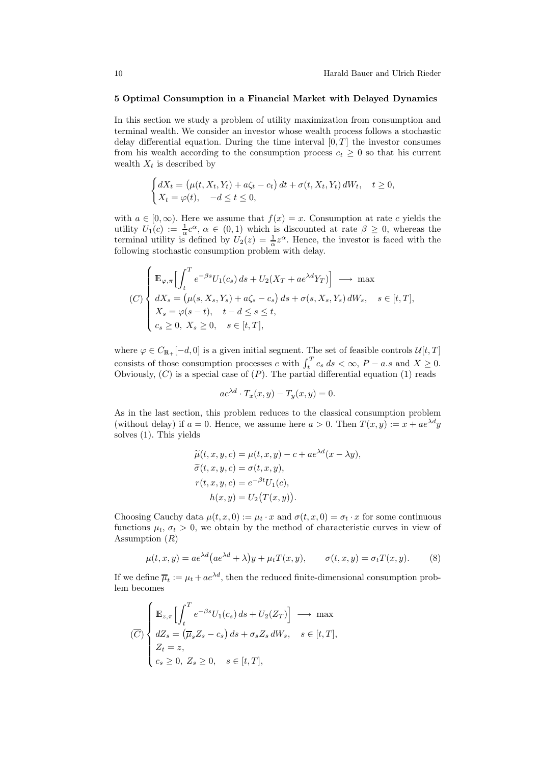## 5 Optimal Consumption in a Financial Market with Delayed Dynamics

In this section we study a problem of utility maximization from consumption and terminal wealth. We consider an investor whose wealth process follows a stochastic delay differential equation. During the time interval $[0,T]$ the investor consumes from his wealth according to the consumption process $c_t \geq 0$ so that his current wealth $X_t$ is described by

$$\begin{cases} dX_t = \big(\mu(t, X_t, Y_t) + a\zeta_t - c_t\big)\,dt + \sigma(t, X_t, Y_t)\,dW_t, \quad t \geq 0, \\ X_t = \varphi(t), \quad -d \leq t \leq 0, \end{cases}$$

with $a \in [0,\infty)$. Here we assume that $f(x) = x$. Consumption at rate $c$ yields the utility $U_1(c) := \frac{1}{\alpha}c^{\alpha}$, $\alpha \in (0,1)$ which is discounted at rate $\beta \geq 0$, whereas the terminal utility is defined by $U_2(z) = \frac{1}{\alpha}z^{\alpha}$. Hence, the investor is faced with the following stochastic consumption problem with delay.

$$(C)\begin{cases} \mathbb{E}_{\varphi,\pi}\Big[\displaystyle\int_t^T e^{-\beta s}U_1(c_s)\,ds + U_2(X_T + ae^{\lambda d}Y_T)\Big] \longrightarrow \max \\ dX_s = \big(\mu(s, X_s, Y_s) + a\zeta_s - c_s\big)\,ds + \sigma(s, X_s, Y_s)\,dW_s, \quad s \in [t,T], \\ X_s = \varphi(s-t), \quad t-d \leq s \leq t, \\ c_s \geq 0,\ X_s \geq 0, \quad s \in [t,T], \end{cases}$$

where $\varphi \in C_{\mathbb{R}_+}[-d,0]$ is a given initial segment. The set of feasible controls $\mathcal{U}[t,T]$ consists of those consumption processes $c$ with $\int_t^T c_s\,ds < \infty$, $P-a.s$ and $X \geq 0$. Obviously, $(C)$ is a special case of $(P)$. The partial differential equation (1) reads

$$ae^{\lambda d}\cdot T_x(x,y) - T_y(x,y) = 0.$$

As in the last section, this problem reduces to the classical consumption problem (without delay) if $a = 0$. Hence, we assume here $a > 0$. Then $T(x,y) := x + ae^{\lambda d}y$ solves (1). This yields

$$\begin{aligned} \widetilde{\mu}(t,x,y,c) &= \mu(t,x,y) - c + ae^{\lambda d}(x - \lambda y), \\ \widetilde{\sigma}(t,x,y,c) &= \sigma(t,x,y), \\ r(t,x,y,c) &= e^{-\beta t}U_1(c), \\ h(x,y) &= U_2\big(T(x,y)\big). \end{aligned}$$

Choosing Cauchy data $\mu(t,x,0) := \mu_t \cdot x$ and $\sigma(t,x,0) = \sigma_t \cdot x$ for some continuous functions $\mu_t$, $\sigma_t > 0$, we obtain by the method of characteristic curves in view of Assumption $(R)$

$$\mu(t,x,y) = ae^{\lambda d}\big(ae^{\lambda d} + \lambda\big)y + \mu_t T(x,y), \qquad \sigma(t,x,y) = \sigma_t T(x,y). \tag{8}$$

If we define $\overline{\mu}_t := \mu_t + ae^{\lambda d}$, then the reduced finite-dimensional consumption problem becomes

$$(\overline{C})\begin{cases} \mathbb{E}_{z,\pi}\Big[\displaystyle\int_t^T e^{-\beta s}U_1(c_s)\,ds + U_2(Z_T)\Big] \longrightarrow \max \\ dZ_s = \big(\overline{\mu}_s Z_s - c_s\big)\,ds + \sigma_s Z_s\,dW_s, \quad s \in [t,T], \\ Z_t = z, \\ c_s \geq 0,\ Z_s \geq 0, \quad s \in [t,T], \end{cases}$$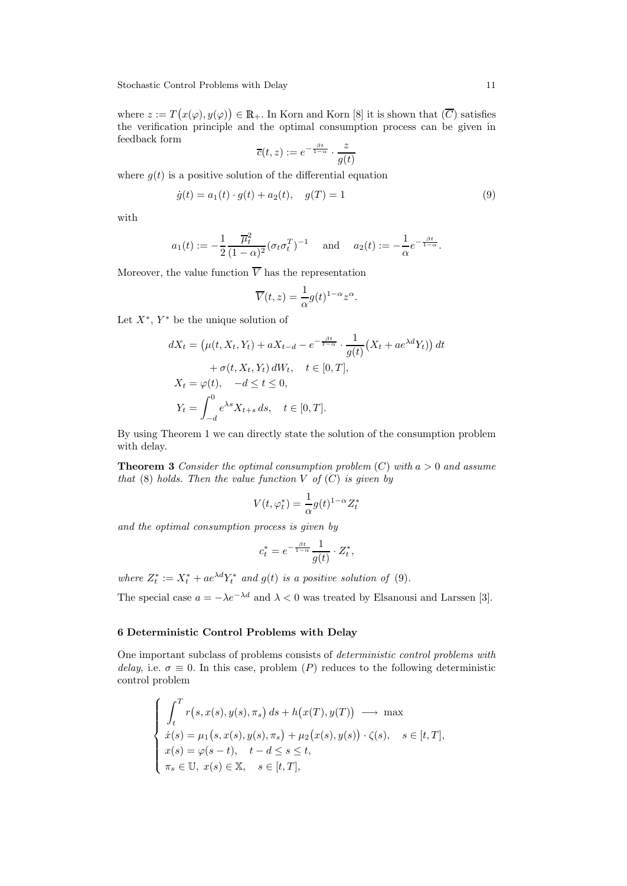where $z := T\big(x(\varphi), y(\varphi)\big) \in \mathbb{R}_+$. In Korn and Korn [8] it is shown that $(\overline{C})$ satisfies the verification principle and the optimal consumption process can be given in feedback form

$$\overline{c}(t,z) := e^{-\frac{\beta t}{1-\alpha}} \cdot \frac{z}{g(t)}$$

where $g(t)$ is a positive solution of the differential equation

$$\dot{g}(t) = a_1(t) \cdot g(t) + a_2(t), \quad g(T) = 1 \tag{9}$$

with

$$a_1(t) := -\frac{1}{2}\frac{\overline{\mu}_t^2}{(1-\alpha)^2}(\sigma_t \sigma_t^T)^{-1} \quad \text{and} \quad a_2(t) := -\frac{1}{\alpha} e^{-\frac{\beta t}{1-\alpha}}.$$

Moreover, the value function $\overline{V}$ has the representation

$$\overline{V}(t,z) = \frac{1}{\alpha} g(t)^{1-\alpha} z^\alpha.$$

Let $X^*$, $Y^*$ be the unique solution of

$$\begin{aligned}
dX_t &= \big(\mu(t, X_t, Y_t) + aX_{t-d} - e^{-\frac{\beta t}{1-\alpha}} \cdot \frac{1}{g(t)}\big(X_t + ae^{\lambda d} Y_t\big)\big)\, dt \\
&\quad + \sigma(t, X_t, Y_t)\, dW_t, \quad t \in [0,T], \\
X_t &= \varphi(t), \quad -d \le t \le 0, \\
Y_t &= \int_{-d}^0 e^{\lambda s} X_{t+s}\, ds, \quad t \in [0,T].
\end{aligned}$$

By using Theorem 1 we can directly state the solution of the consumption problem with delay.

**Theorem 3** *Consider the optimal consumption problem* $(C)$ *with* $a > 0$ *and assume that* (8) *holds. Then the value function* $V$ *of* $(C)$ *is given by*

$$V(t, \varphi_t^*) = \frac{1}{\alpha} g(t)^{1-\alpha} Z_t^*$$

*and the optimal consumption process is given by*

$$c_t^* = e^{-\frac{\beta t}{1-\alpha}} \frac{1}{g(t)} \cdot Z_t^*,$$

*where* $Z_t^* := X_t^* + ae^{\lambda d} Y_t^*$ *and* $g(t)$ *is a positive solution of* (9)*.*

The special case $a = -\lambda e^{-\lambda d}$ and $\lambda < 0$ was treated by Elsanousi and Larssen [3].

## 6 Deterministic Control Problems with Delay

One important subclass of problems consists of *deterministic control problems with delay*, i.e. $\sigma \equiv 0$. In this case, problem $(P)$ reduces to the following deterministic control problem

$$\begin{cases}
\displaystyle\int_t^T r\big(s, x(s), y(s), \pi_s\big)\, ds + h\big(x(T), y(T)\big) \longrightarrow \max \\
\dot{x}(s) = \mu_1\big(s, x(s), y(s), \pi_s\big) + \mu_2\big(x(s), y(s)\big) \cdot \zeta(s), \quad s \in [t,T], \\
x(s) = \varphi(s-t), \quad t-d \le s \le t, \\
\pi_s \in \mathbb{U},\ x(s) \in \mathbb{X}, \quad s \in [t,T],
\end{cases}$$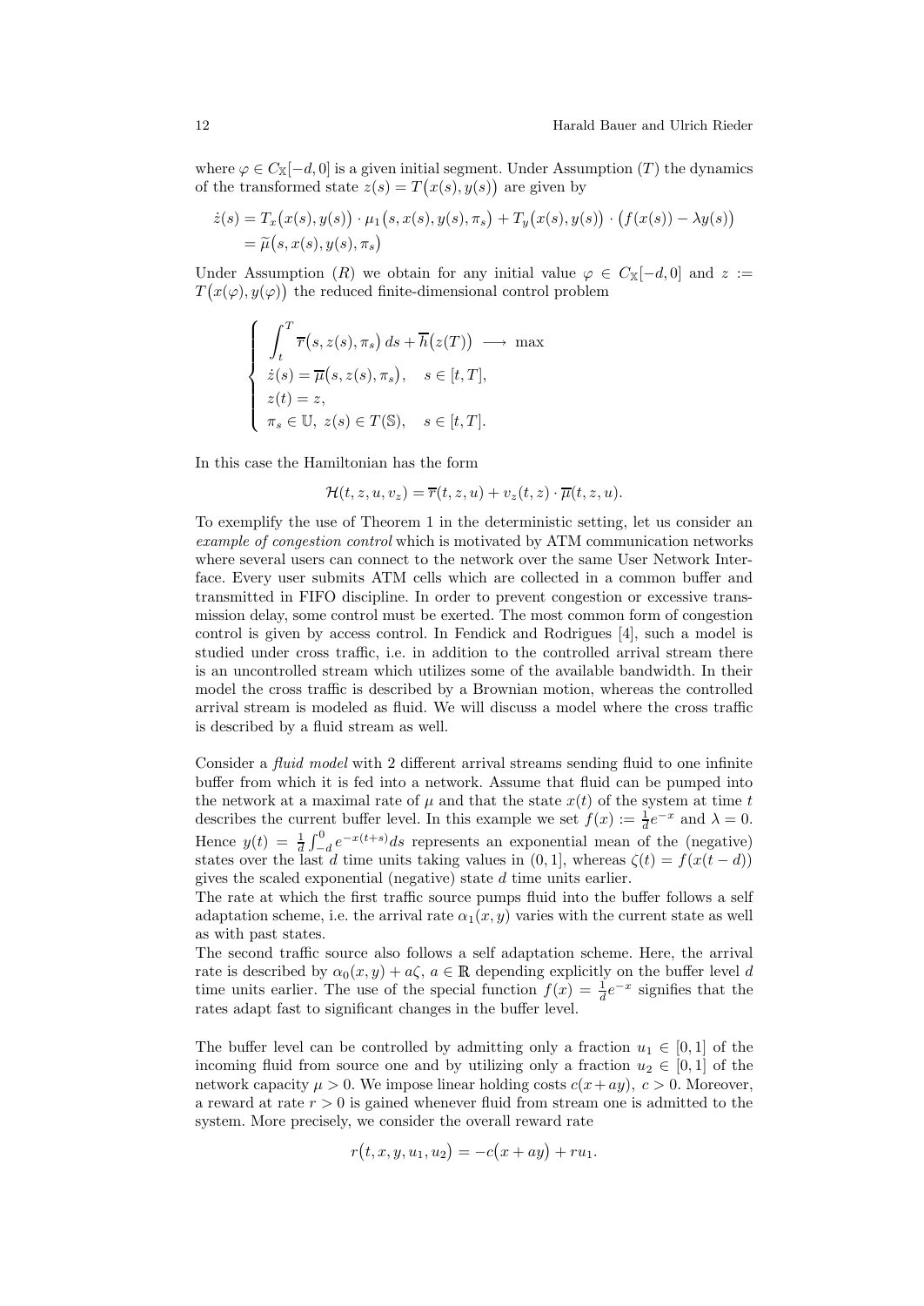where $\varphi \in C_{\mathbb{X}}[-d, 0]$ is a given initial segment. Under Assumption $(T)$ the dynamics of the transformed state $z(s) = T\big(x(s), y(s)\big)$ are given by

$$
\begin{aligned}
\dot{z}(s) &= T_x\big(x(s), y(s)\big) \cdot \mu_1\big(s, x(s), y(s), \pi_s\big) + T_y\big(x(s), y(s)\big) \cdot \big(f(x(s)) - \lambda y(s)\big) \\
&= \widetilde{\mu}\big(s, x(s), y(s), \pi_s\big)
\end{aligned}
$$

Under Assumption $(R)$ we obtain for any initial value $\varphi \in C_{\mathbb{X}}[-d, 0]$ and $z := T\big(x(\varphi), y(\varphi)\big)$ the reduced finite-dimensional control problem

$$
\begin{cases}
\displaystyle\int_t^T \overline{r}\big(s, z(s), \pi_s\big)\, ds + \overline{h}\big(z(T)\big) \longrightarrow \max \\
\dot{z}(s) = \overline{\mu}\big(s, z(s), \pi_s\big), \quad s \in [t, T], \\
z(t) = z, \\
\pi_s \in \mathbb{U}, \; z(s) \in T(\mathbb{S}), \quad s \in [t, T].
\end{cases}
$$

In this case the Hamiltonian has the form

$$
\mathcal{H}(t, z, u, v_z) = \overline{r}(t, z, u) + v_z(t, z) \cdot \overline{\mu}(t, z, u).
$$

To exemplify the use of Theorem 1 in the deterministic setting, let us consider an *example of congestion control* which is motivated by ATM communication networks where several users can connect to the network over the same User Network Interface. Every user submits ATM cells which are collected in a common buffer and transmitted in FIFO discipline. In order to prevent congestion or excessive transmission delay, some control must be exerted. The most common form of congestion control is given by access control. In Fendick and Rodrigues [4], such a model is studied under cross traffic, i.e. in addition to the controlled arrival stream there is an uncontrolled stream which utilizes some of the available bandwidth. In their model the cross traffic is described by a Brownian motion, whereas the controlled arrival stream is modeled as fluid. We will discuss a model where the cross traffic is described by a fluid stream as well.

Consider a *fluid model* with 2 different arrival streams sending fluid to one infinite buffer from which it is fed into a network. Assume that fluid can be pumped into the network at a maximal rate of $\mu$ and that the state $x(t)$ of the system at time $t$ describes the current buffer level. In this example we set $f(x) := \frac{1}{d}e^{-x}$ and $\lambda = 0$. Hence $y(t) = \frac{1}{d}\int_{-d}^{0} e^{-x(t+s)}ds$ represents an exponential mean of the (negative) states over the last $d$ time units taking values in $(0, 1]$, whereas $\zeta(t) = f(x(t-d))$ gives the scaled exponential (negative) state $d$ time units earlier.

The rate at which the first traffic source pumps fluid into the buffer follows a self adaptation scheme, i.e. the arrival rate $\alpha_1(x, y)$ varies with the current state as well as with past states.

The second traffic source also follows a self adaptation scheme. Here, the arrival rate is described by $\alpha_0(x, y) + a\zeta$, $a \in \mathbb{R}$ depending explicitly on the buffer level $d$ time units earlier. The use of the special function $f(x) = \frac{1}{d}e^{-x}$ signifies that the rates adapt fast to significant changes in the buffer level.

The buffer level can be controlled by admitting only a fraction $u_1 \in [0, 1]$ of the incoming fluid from source one and by utilizing only a fraction $u_2 \in [0, 1]$ of the network capacity $\mu > 0$. We impose linear holding costs $c(x + ay)$, $c > 0$. Moreover, a reward at rate $r > 0$ is gained whenever fluid from stream one is admitted to the system. More precisely, we consider the overall reward rate

$$
r\big(t, x, y, u_1, u_2\big) = -c\big(x + ay\big) + ru_1.
$$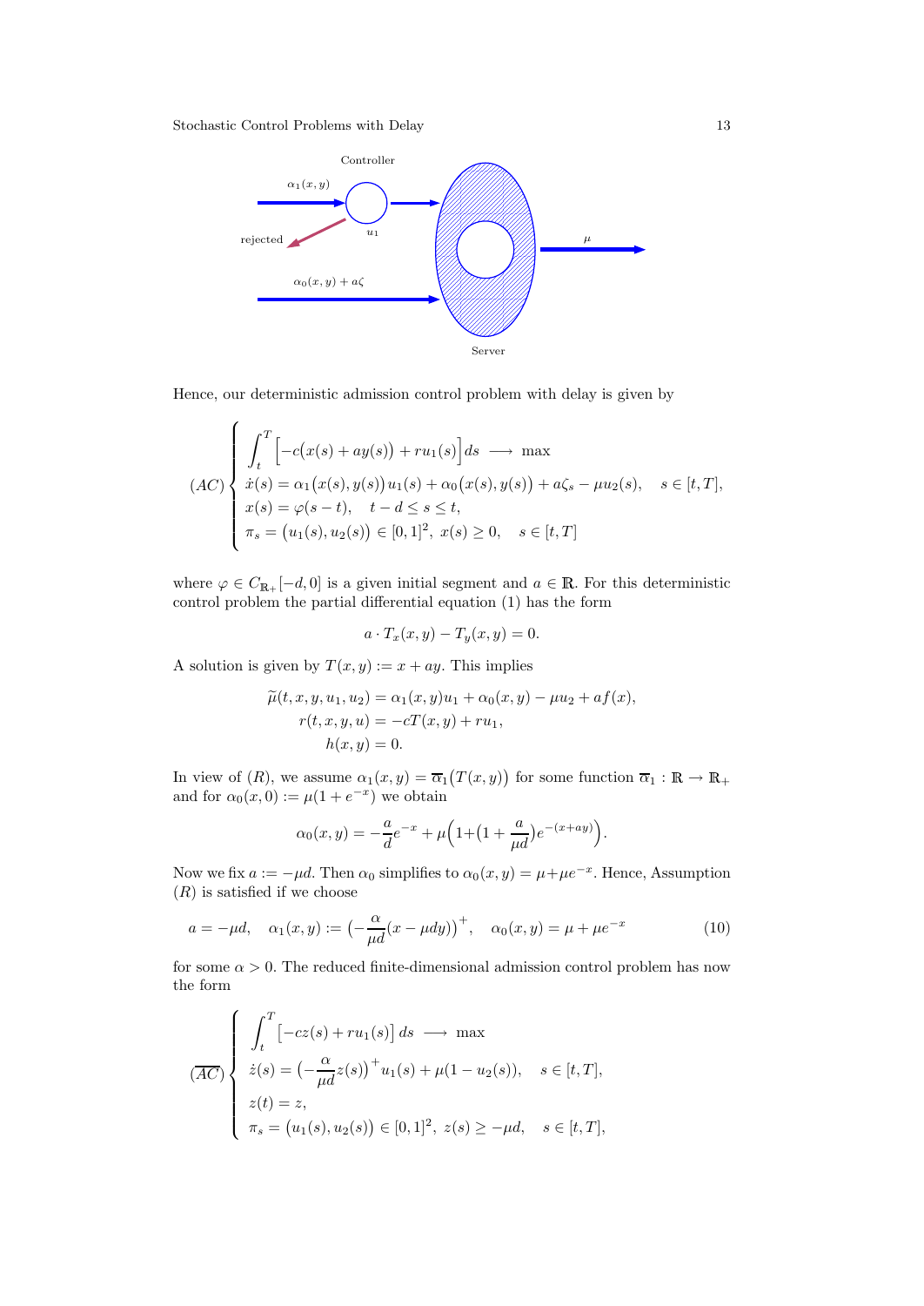Hence, our deterministic admission control problem with delay is given by

$$
(AC) \begin{cases} \displaystyle\int_t^T \Big[-c\big(x(s)+ay(s)\big)+ru_1(s)\Big]\,ds \;\longrightarrow\; \max \\ \dot{x}(s)=\alpha_1\big(x(s),y(s)\big)\,u_1(s)+\alpha_0\big(x(s),y(s)\big)+a\zeta_s-\mu u_2(s), \quad s\in[t,T], \\ x(s)=\varphi(s-t), \quad t-d\le s\le t, \\ \pi_s=\big(u_1(s),u_2(s)\big)\in[0,1]^2,\; x(s)\ge 0, \quad s\in[t,T] \end{cases}
$$

where $\varphi \in C_{\mathbb{R}_+}[-d,0]$ is a given initial segment and $a \in \mathbb{R}$. For this deterministic control problem the partial differential equation (1) has the form

$$
a\cdot T_x(x,y)-T_y(x,y)=0.
$$

A solution is given by $T(x,y):=x+ay$. This implies

$$
\begin{aligned}
\widetilde{\mu}(t,x,y,u_1,u_2) &= \alpha_1(x,y)u_1+\alpha_0(x,y)-\mu u_2+af(x), \\
r(t,x,y,u) &= -cT(x,y)+ru_1, \\
h(x,y) &= 0.
\end{aligned}
$$

In view of $(R)$, we assume $\alpha_1(x,y)=\overline{\alpha}_1\big(T(x,y)\big)$ for some function $\overline{\alpha}_1:\mathbb{R}\to\mathbb{R}_+$ and for $\alpha_0(x,0):=\mu(1+e^{-x})$ we obtain

$$
\alpha_0(x,y)=-\frac{a}{d}e^{-x}+\mu\Big(1+\big(1+\frac{a}{\mu d}\big)e^{-(x+ay)}\Big).
$$

Now we fix $a:=-\mu d$. Then $\alpha_0$ simplifies to $\alpha_0(x,y)=\mu+\mu e^{-x}$. Hence, Assumption $(R)$ is satisfied if we choose

$$
a=-\mu d, \quad \alpha_1(x,y):=\big(-\frac{\alpha}{\mu d}(x-\mu d y)\big)^+, \quad \alpha_0(x,y)=\mu+\mu e^{-x} \tag{10}
$$

for some $\alpha>0$. The reduced finite-dimensional admission control problem has now the form

$$
(\overline{AC}) \begin{cases} \displaystyle\int_t^T \big[-cz(s)+ru_1(s)\big]\,ds \;\longrightarrow\; \max \\ \dot{z}(s)=\big(-\frac{\alpha}{\mu d}z(s)\big)^+u_1(s)+\mu(1-u_2(s)), \quad s\in[t,T], \\ z(t)=z, \\ \pi_s=\big(u_1(s),u_2(s)\big)\in[0,1]^2,\; z(s)\ge -\mu d, \quad s\in[t,T], \end{cases}
$$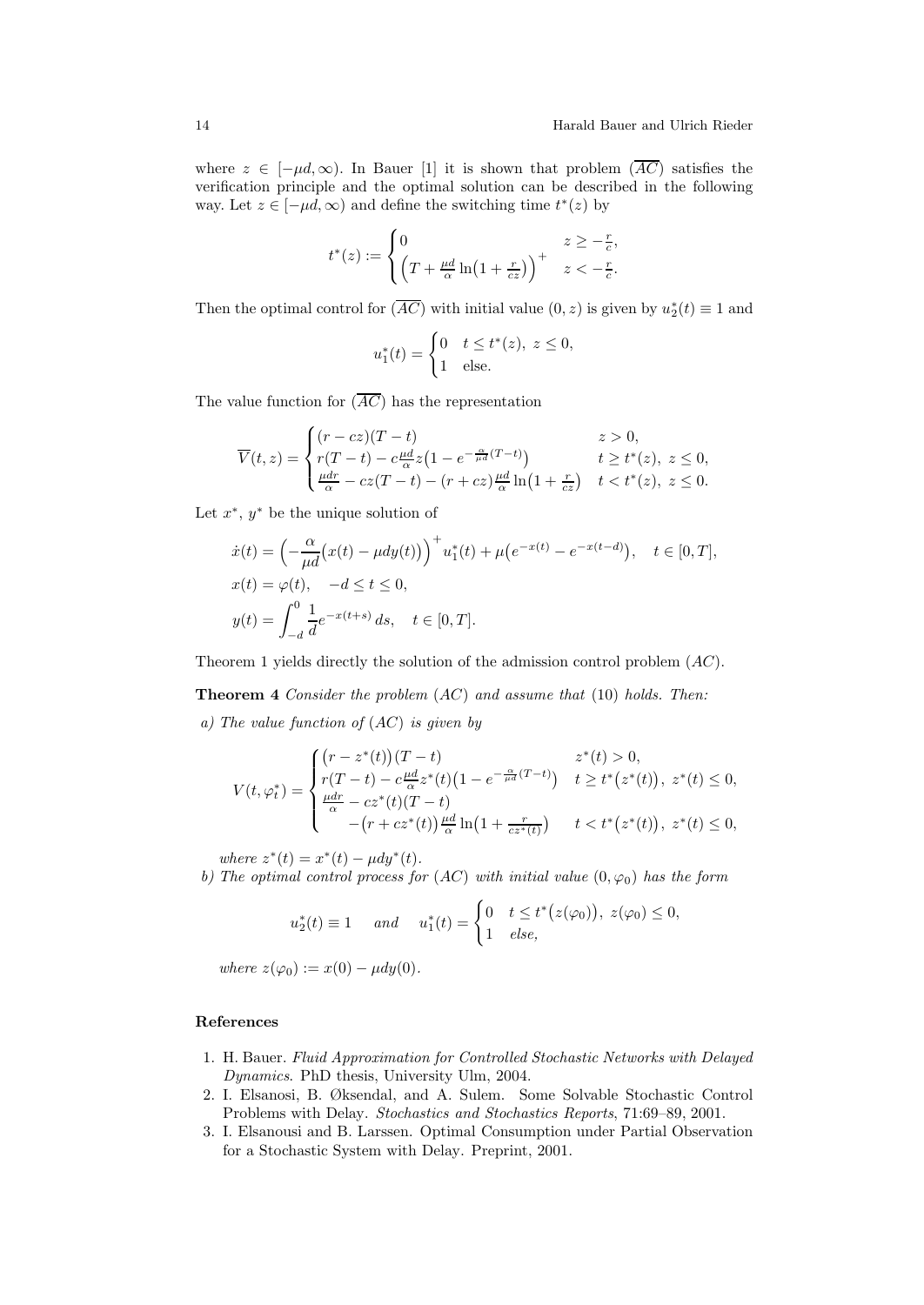where $z \in [-\mu d, \infty)$. In Bauer [1] it is shown that problem $(\overline{AC})$ satisfies the verification principle and the optimal solution can be described in the following way. Let $z \in [-\mu d, \infty)$ and define the switching time $t^*(z)$ by

$$t^*(z) := \begin{cases} 0 & z \geq -\frac{r}{c}, \\ \left(T + \frac{\mu d}{\alpha} \ln\left(1 + \frac{r}{cz}\right)\right)^+ & z < -\frac{r}{c}. \end{cases}$$

Then the optimal control for $(\overline{AC})$ with initial value $(0, z)$ is given by $u_2^*(t) \equiv 1$ and

$$u_1^*(t) = \begin{cases} 0 & t \leq t^*(z),\ z \leq 0, \\ 1 & \text{else.} \end{cases}$$

The value function for $(\overline{AC})$ has the representation

$$\overline{V}(t, z) = \begin{cases} (r - cz)(T - t) & z > 0, \\ r(T - t) - c\frac{\mu d}{\alpha} z\left(1 - e^{-\frac{\alpha}{\mu d}(T-t)}\right) & t \geq t^*(z),\ z \leq 0, \\ \frac{\mu d r}{\alpha} - cz(T - t) - (r + cz)\frac{\mu d}{\alpha} \ln\left(1 + \frac{r}{cz}\right) & t < t^*(z),\ z \leq 0. \end{cases}$$

Let $x^*$, $y^*$ be the unique solution of

$$\begin{aligned} \dot{x}(t) &= \left(-\frac{\alpha}{\mu d}\big(x(t) - \mu d y(t)\big)\right)^+ u_1^*(t) + \mu\left(e^{-x(t)} - e^{-x(t-d)}\right), \quad t \in [0, T], \\ x(t) &= \varphi(t), \quad -d \leq t \leq 0, \\ y(t) &= \int_{-d}^{0} \frac{1}{d} e^{-x(t+s)}\, ds, \quad t \in [0, T]. \end{aligned}$$

Theorem 1 yields directly the solution of the admission control problem $(AC)$.

**Theorem 4** *Consider the problem $(AC)$ and assume that (10) holds. Then:*

*a) The value function of $(AC)$ is given by*

$$V(t, \varphi_t^*) = \begin{cases} \big(r - z^*(t)\big)(T - t) & z^*(t) > 0, \\ r(T - t) - c\frac{\mu d}{\alpha} z^*(t)\left(1 - e^{-\frac{\alpha}{\mu d}(T-t)}\right) & t \geq t^*\big(z^*(t)\big),\ z^*(t) \leq 0, \\ \frac{\mu d r}{\alpha} - cz^*(t)(T - t) & \\ \quad -\big(r + cz^*(t)\big)\frac{\mu d}{\alpha} \ln\left(1 + \frac{r}{cz^*(t)}\right) & t < t^*\big(z^*(t)\big),\ z^*(t) \leq 0, \end{cases}$$

*where $z^*(t) = x^*(t) - \mu d y^*(t)$.*

*b) The optimal control process for $(AC)$ with initial value $(0, \varphi_0)$ has the form*

$$u_2^*(t) \equiv 1 \quad \text{and} \quad u_1^*(t) = \begin{cases} 0 & t \leq t^*\big(z(\varphi_0)\big),\ z(\varphi_0) \leq 0, \\ 1 & \text{else,} \end{cases}$$

*where $z(\varphi_0) := x(0) - \mu d y(0)$.*

## References

1. H. Bauer. *Fluid Approximation for Controlled Stochastic Networks with Delayed Dynamics*. PhD thesis, University Ulm, 2004.
2. I. Elsanosi, B. Øksendal, and A. Sulem. Some Solvable Stochastic Control Problems with Delay. *Stochastics and Stochastics Reports*, 71:69–89, 2001.
3. I. Elsanousi and B. Larssen. Optimal Consumption under Partial Observation for a Stochastic System with Delay. Preprint, 2001.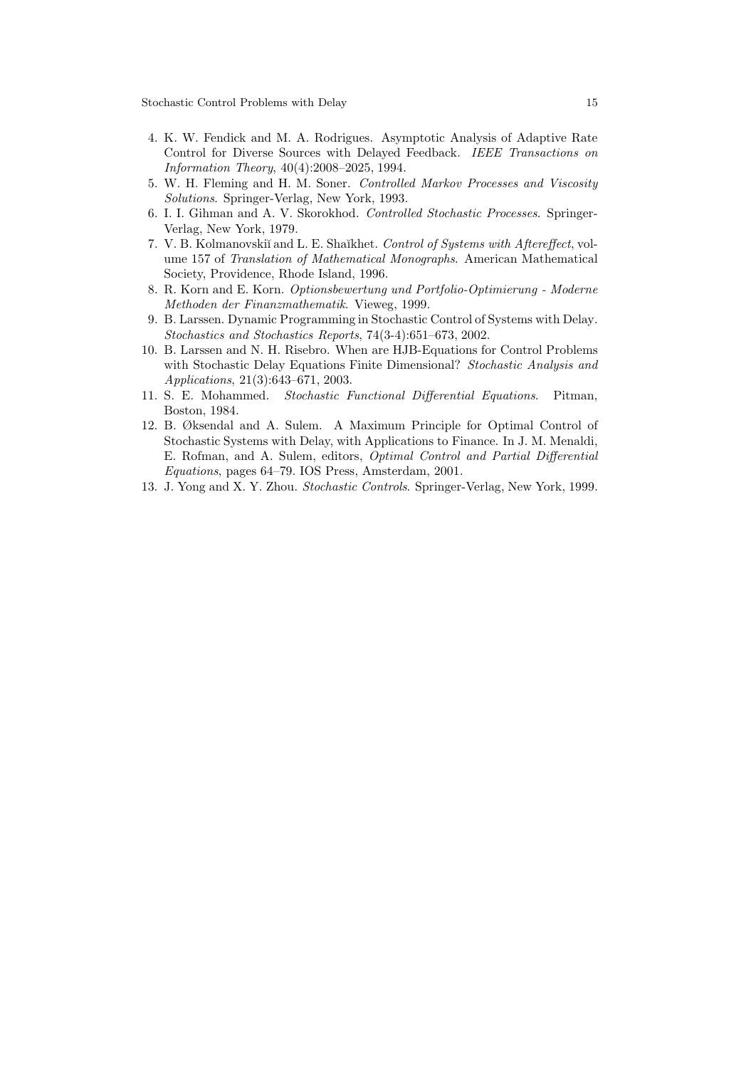4. K. W. Fendick and M. A. Rodrigues. Asymptotic Analysis of Adaptive Rate Control for Diverse Sources with Delayed Feedback. *IEEE Transactions on Information Theory*, 40(4):2008–2025, 1994.
5. W. H. Fleming and H. M. Soner. *Controlled Markov Processes and Viscosity Solutions*. Springer-Verlag, New York, 1993.
6. I. I. Gihman and A. V. Skorokhod. *Controlled Stochastic Processes*. Springer-Verlag, New York, 1979.
7. V. B. Kolmanovskiĭ and L. E. Shaĭkhet. *Control of Systems with Aftereffect*, volume 157 of *Translation of Mathematical Monographs*. American Mathematical Society, Providence, Rhode Island, 1996.
8. R. Korn and E. Korn. *Optionsbewertung und Portfolio-Optimierung - Moderne Methoden der Finanzmathematik*. Vieweg, 1999.
9. B. Larssen. Dynamic Programming in Stochastic Control of Systems with Delay. *Stochastics and Stochastics Reports*, 74(3-4):651–673, 2002.
10. B. Larssen and N. H. Risebro. When are HJB-Equations for Control Problems with Stochastic Delay Equations Finite Dimensional? *Stochastic Analysis and Applications*, 21(3):643–671, 2003.
11. S. E. Mohammed. *Stochastic Functional Differential Equations*. Pitman, Boston, 1984.
12. B. Øksendal and A. Sulem. A Maximum Principle for Optimal Control of Stochastic Systems with Delay, with Applications to Finance. In J. M. Menaldi, E. Rofman, and A. Sulem, editors, *Optimal Control and Partial Differential Equations*, pages 64–79. IOS Press, Amsterdam, 2001.
13. J. Yong and X. Y. Zhou. *Stochastic Controls*. Springer-Verlag, New York, 1999.